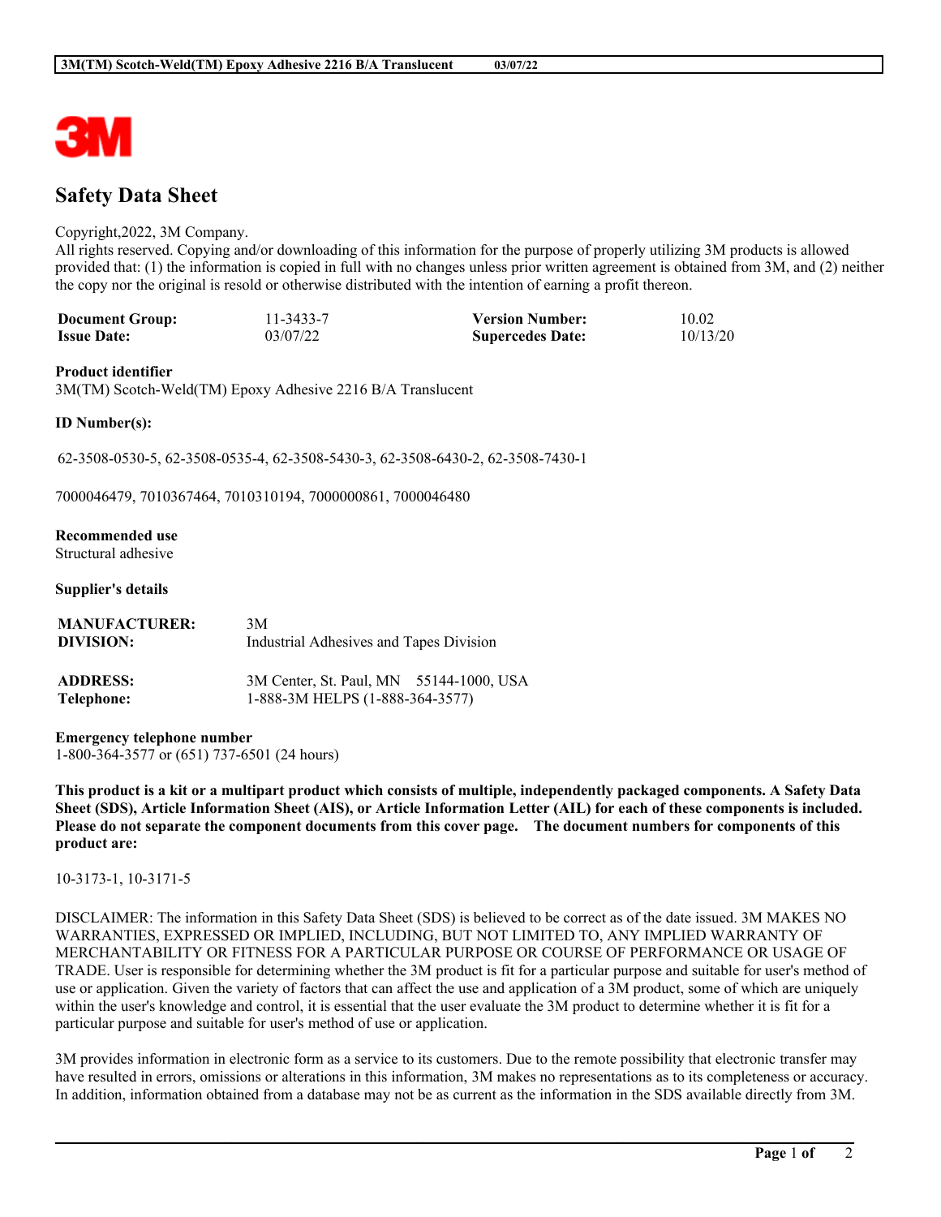# Safety Data Sheet

Copyright,2022, 3M Company.
All rights reserved. Copying and/or downloading of this information for the purpose of properly utilizing 3M products is allowed provided that: (1) the information is copied in full with no changes unless prior written agreement is obtained from 3M, and (2) neither the copy nor the original is resold or otherwise distributed with the intention of earning a profit thereon.

| | | | |
|---|---|---|---|
| **Document Group:** | 11-3433-7 | **Version Number:** | 10.02 |
| **Issue Date:** | 03/07/22 | **Supercedes Date:** | 10/13/20 |

**Product identifier**
3M(TM) Scotch-Weld(TM) Epoxy Adhesive 2216 B/A Translucent

**ID Number(s):**

62-3508-0530-5, 62-3508-0535-4, 62-3508-5430-3, 62-3508-6430-2, 62-3508-7430-1

7000046479, 7010367464, 7010310194, 7000000861, 7000046480

**Recommended use**
Structural adhesive

**Supplier's details**

| | |
|---|---|
| **MANUFACTURER:** | 3M |
| **DIVISION:** | Industrial Adhesives and Tapes Division |
| **ADDRESS:** | 3M Center, St. Paul, MN 55144-1000, USA |
| **Telephone:** | 1-888-3M HELPS (1-888-364-3577) |

**Emergency telephone number**
1-800-364-3577 or (651) 737-6501 (24 hours)

**This product is a kit or a multipart product which consists of multiple, independently packaged components. A Safety Data Sheet (SDS), Article Information Sheet (AIS), or Article Information Letter (AIL) for each of these components is included. Please do not separate the component documents from this cover page. The document numbers for components of this product are:**

10-3173-1, 10-3171-5

DISCLAIMER: The information in this Safety Data Sheet (SDS) is believed to be correct as of the date issued. 3M MAKES NO WARRANTIES, EXPRESSED OR IMPLIED, INCLUDING, BUT NOT LIMITED TO, ANY IMPLIED WARRANTY OF MERCHANTABILITY OR FITNESS FOR A PARTICULAR PURPOSE OR COURSE OF PERFORMANCE OR USAGE OF TRADE. User is responsible for determining whether the 3M product is fit for a particular purpose and suitable for user's method of use or application. Given the variety of factors that can affect the use and application of a 3M product, some of which are uniquely within the user's knowledge and control, it is essential that the user evaluate the 3M product to determine whether it is fit for a particular purpose and suitable for user's method of use or application.

3M provides information in electronic form as a service to its customers. Due to the remote possibility that electronic transfer may have resulted in errors, omissions or alterations in this information, 3M makes no representations as to its completeness or accuracy. In addition, information obtained from a database may not be as current as the information in the SDS available directly from 3M.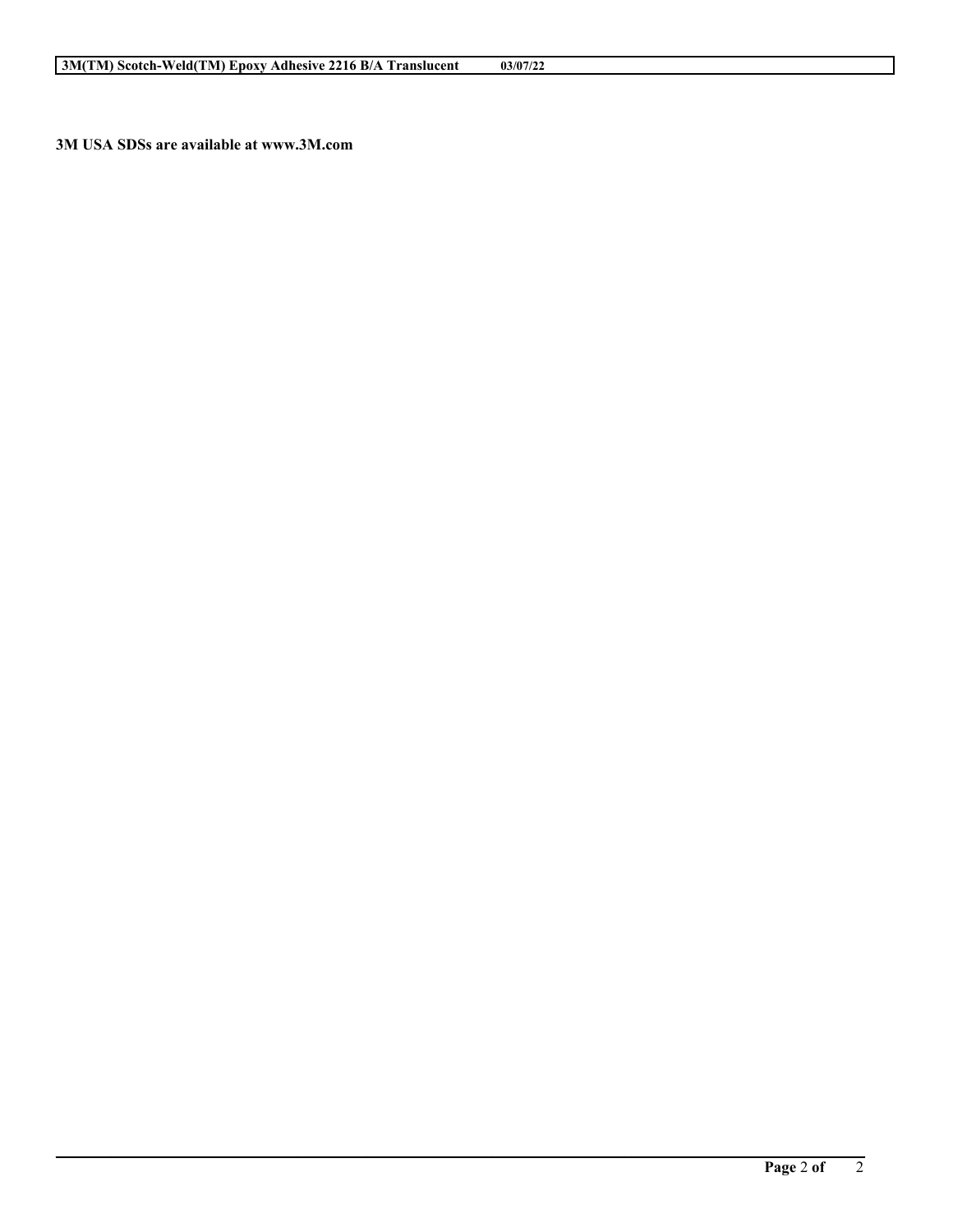**3M USA SDSs are available at www.3M.com**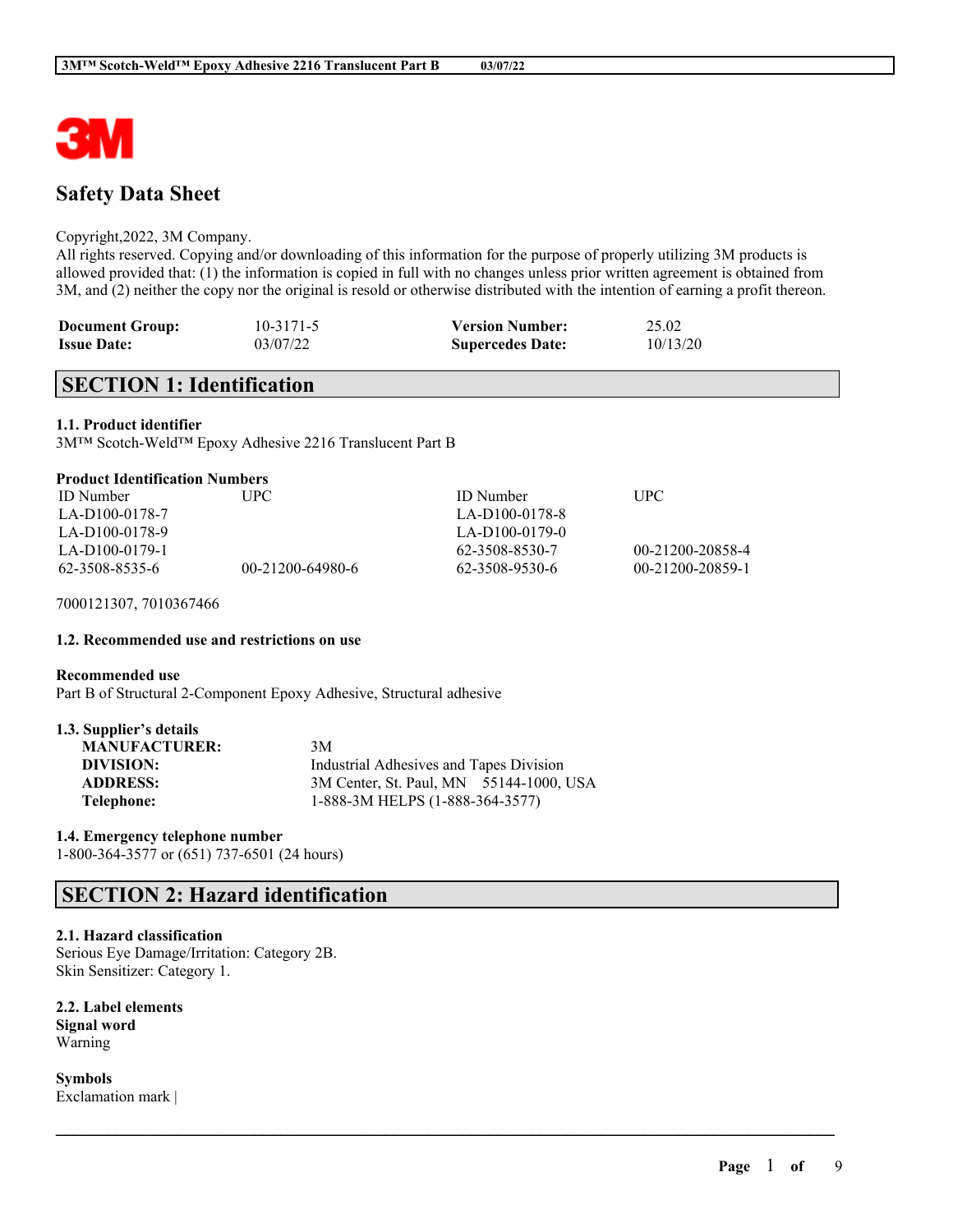# Safety Data Sheet

Copyright,2022, 3M Company.
All rights reserved. Copying and/or downloading of this information for the purpose of properly utilizing 3M products is allowed provided that: (1) the information is copied in full with no changes unless prior written agreement is obtained from 3M, and (2) neither the copy nor the original is resold or otherwise distributed with the intention of earning a profit thereon.

| | | | |
|---|---|---|---|
| **Document Group:** | 10-3171-5 | **Version Number:** | 25.02 |
| **Issue Date:** | 03/07/22 | **Supercedes Date:** | 10/13/20 |

## SECTION 1: Identification

### 1.1. Product identifier
3M™ Scotch-Weld™ Epoxy Adhesive 2216 Translucent Part B

**Product Identification Numbers**

| ID Number | UPC | ID Number | UPC |
|---|---|---|---|
| LA-D100-0178-7 | | LA-D100-0178-8 | |
| LA-D100-0178-9 | | LA-D100-0179-0 | |
| LA-D100-0179-1 | | 62-3508-8530-7 | 00-21200-20858-4 |
| 62-3508-8535-6 | 00-21200-64980-6 | 62-3508-9530-6 | 00-21200-20859-1 |

7000121307, 7010367466

### 1.2. Recommended use and restrictions on use

**Recommended use**
Part B of Structural 2-Component Epoxy Adhesive, Structural adhesive

### 1.3. Supplier's details

| | |
|---|---|
| **MANUFACTURER:** | 3M |
| **DIVISION:** | Industrial Adhesives and Tapes Division |
| **ADDRESS:** | 3M Center, St. Paul, MN 55144-1000, USA |
| **Telephone:** | 1-888-3M HELPS (1-888-364-3577) |

### 1.4. Emergency telephone number
1-800-364-3577 or (651) 737-6501 (24 hours)

## SECTION 2: Hazard identification

### 2.1. Hazard classification
Serious Eye Damage/Irritation: Category 2B.
Skin Sensitizer: Category 1.

### 2.2. Label elements
**Signal word**
Warning

**Symbols**
Exclamation mark |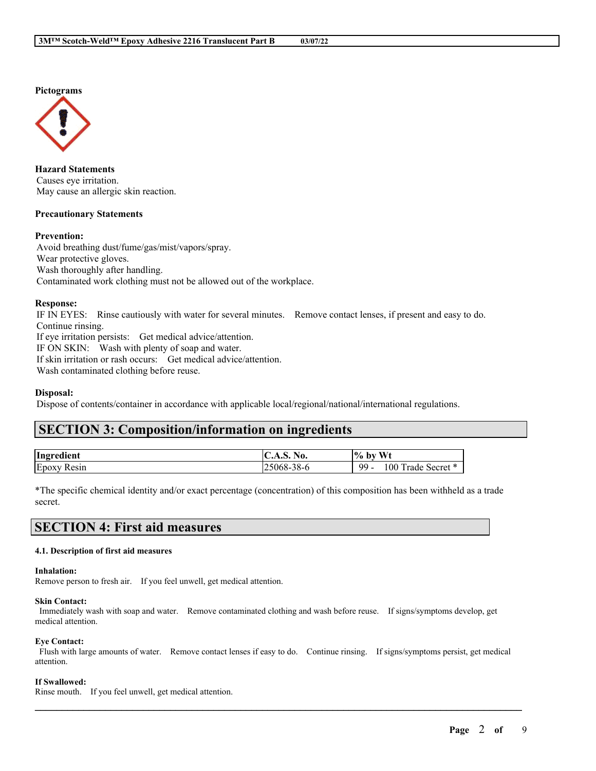**Pictograms**

**Hazard Statements**
Causes eye irritation.
May cause an allergic skin reaction.

**Precautionary Statements**

**Prevention:**
Avoid breathing dust/fume/gas/mist/vapors/spray.
Wear protective gloves.
Wash thoroughly after handling.
Contaminated work clothing must not be allowed out of the workplace.

**Response:**
IF IN EYES: Rinse cautiously with water for several minutes. Remove contact lenses, if present and easy to do. Continue rinsing.
If eye irritation persists: Get medical advice/attention.
IF ON SKIN: Wash with plenty of soap and water.
If skin irritation or rash occurs: Get medical advice/attention.
Wash contaminated clothing before reuse.

**Disposal:**
Dispose of contents/container in accordance with applicable local/regional/national/international regulations.

## SECTION 3: Composition/information on ingredients

| Ingredient | C.A.S. No. | % by Wt |
|---|---|---|
| Epoxy Resin | 25068-38-6 | 99 - 100 Trade Secret * |

*The specific chemical identity and/or exact percentage (concentration) of this composition has been withheld as a trade secret.

## SECTION 4: First aid measures

#### 4.1. Description of first aid measures

**Inhalation:**
Remove person to fresh air. If you feel unwell, get medical attention.

**Skin Contact:**
Immediately wash with soap and water. Remove contaminated clothing and wash before reuse. If signs/symptoms develop, get medical attention.

**Eye Contact:**
Flush with large amounts of water. Remove contact lenses if easy to do. Continue rinsing. If signs/symptoms persist, get medical attention.

**If Swallowed:**
Rinse mouth. If you feel unwell, get medical attention.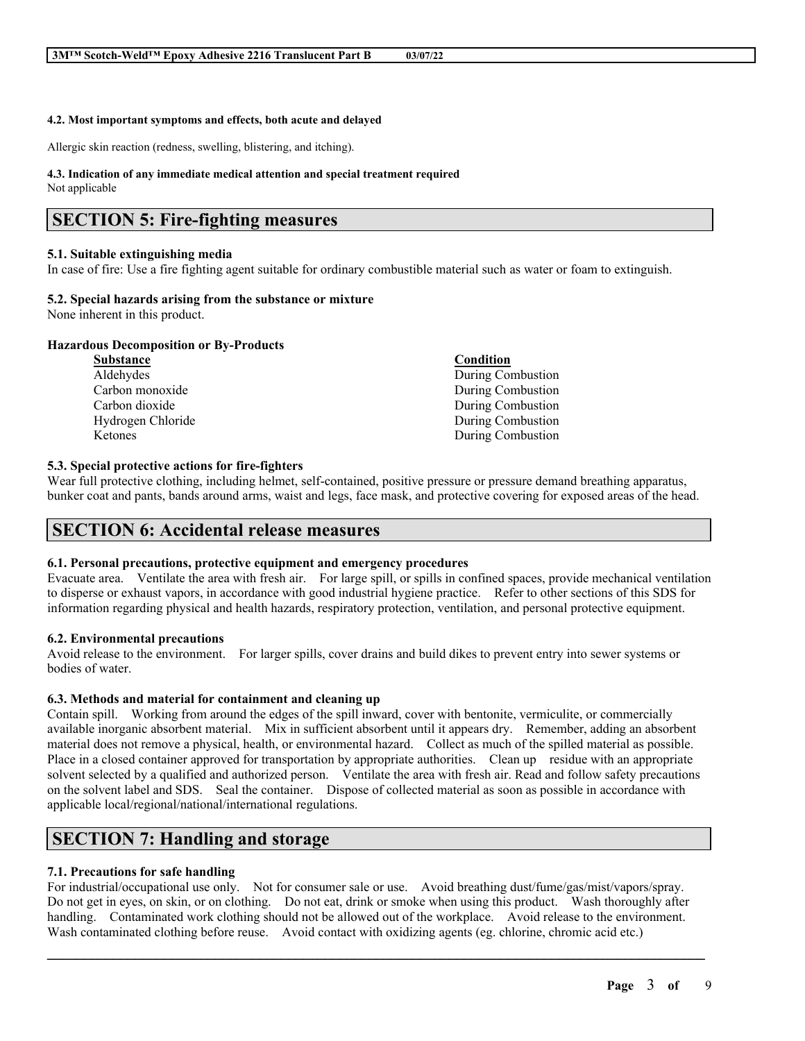#### 4.2. Most important symptoms and effects, both acute and delayed

Allergic skin reaction (redness, swelling, blistering, and itching).

#### 4.3. Indication of any immediate medical attention and special treatment required

Not applicable

## SECTION 5: Fire-fighting measures

#### 5.1. Suitable extinguishing media

In case of fire: Use a fire fighting agent suitable for ordinary combustible material such as water or foam to extinguish.

#### 5.2. Special hazards arising from the substance or mixture

None inherent in this product.

**Hazardous Decomposition or By-Products**

| Substance | Condition |
| --- | --- |
| Aldehydes | During Combustion |
| Carbon monoxide | During Combustion |
| Carbon dioxide | During Combustion |
| Hydrogen Chloride | During Combustion |
| Ketones | During Combustion |

#### 5.3. Special protective actions for fire-fighters

Wear full protective clothing, including helmet, self-contained, positive pressure or pressure demand breathing apparatus, bunker coat and pants, bands around arms, waist and legs, face mask, and protective covering for exposed areas of the head.

## SECTION 6: Accidental release measures

#### 6.1. Personal precautions, protective equipment and emergency procedures

Evacuate area. Ventilate the area with fresh air. For large spill, or spills in confined spaces, provide mechanical ventilation to disperse or exhaust vapors, in accordance with good industrial hygiene practice. Refer to other sections of this SDS for information regarding physical and health hazards, respiratory protection, ventilation, and personal protective equipment.

#### 6.2. Environmental precautions

Avoid release to the environment. For larger spills, cover drains and build dikes to prevent entry into sewer systems or bodies of water.

#### 6.3. Methods and material for containment and cleaning up

Contain spill. Working from around the edges of the spill inward, cover with bentonite, vermiculite, or commercially available inorganic absorbent material. Mix in sufficient absorbent until it appears dry. Remember, adding an absorbent material does not remove a physical, health, or environmental hazard. Collect as much of the spilled material as possible. Place in a closed container approved for transportation by appropriate authorities. Clean up residue with an appropriate solvent selected by a qualified and authorized person. Ventilate the area with fresh air. Read and follow safety precautions on the solvent label and SDS. Seal the container. Dispose of collected material as soon as possible in accordance with applicable local/regional/national/international regulations.

## SECTION 7: Handling and storage

#### 7.1. Precautions for safe handling

For industrial/occupational use only. Not for consumer sale or use. Avoid breathing dust/fume/gas/mist/vapors/spray. Do not get in eyes, on skin, or on clothing. Do not eat, drink or smoke when using this product. Wash thoroughly after handling. Contaminated work clothing should not be allowed out of the workplace. Avoid release to the environment. Wash contaminated clothing before reuse. Avoid contact with oxidizing agents (eg. chlorine, chromic acid etc.)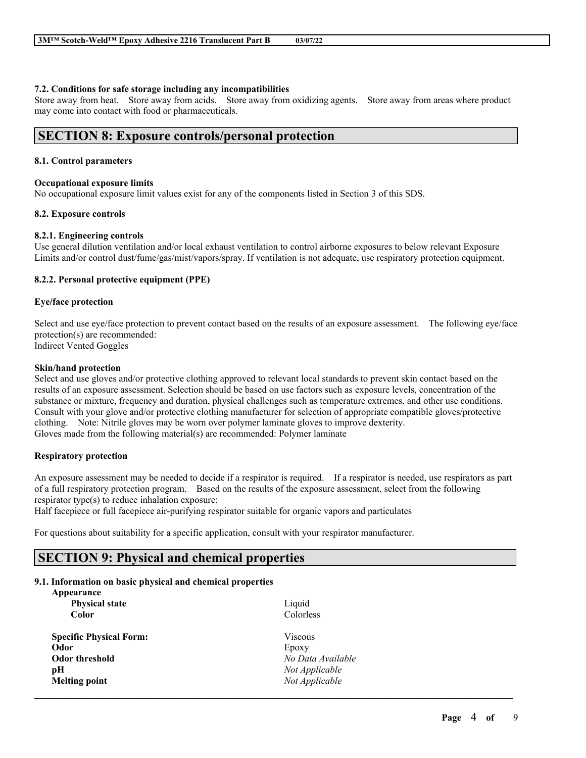#### 7.2. Conditions for safe storage including any incompatibilities

Store away from heat. Store away from acids. Store away from oxidizing agents. Store away from areas where product may come into contact with food or pharmaceuticals.

## SECTION 8: Exposure controls/personal protection

### 8.1. Control parameters

#### Occupational exposure limits

No occupational exposure limit values exist for any of the components listed in Section 3 of this SDS.

### 8.2. Exposure controls

#### 8.2.1. Engineering controls

Use general dilution ventilation and/or local exhaust ventilation to control airborne exposures to below relevant Exposure Limits and/or control dust/fume/gas/mist/vapors/spray. If ventilation is not adequate, use respiratory protection equipment.

#### 8.2.2. Personal protective equipment (PPE)

**Eye/face protection**

Select and use eye/face protection to prevent contact based on the results of an exposure assessment. The following eye/face protection(s) are recommended:
Indirect Vented Goggles

**Skin/hand protection**

Select and use gloves and/or protective clothing approved to relevant local standards to prevent skin contact based on the results of an exposure assessment. Selection should be based on use factors such as exposure levels, concentration of the substance or mixture, frequency and duration, physical challenges such as temperature extremes, and other use conditions. Consult with your glove and/or protective clothing manufacturer for selection of appropriate compatible gloves/protective clothing. Note: Nitrile gloves may be worn over polymer laminate gloves to improve dexterity.
Gloves made from the following material(s) are recommended: Polymer laminate

**Respiratory protection**

An exposure assessment may be needed to decide if a respirator is required. If a respirator is needed, use respirators as part of a full respiratory protection program. Based on the results of the exposure assessment, select from the following respirator type(s) to reduce inhalation exposure:
Half facepiece or full facepiece air-purifying respirator suitable for organic vapors and particulates

For questions about suitability for a specific application, consult with your respirator manufacturer.

## SECTION 9: Physical and chemical properties

### 9.1. Information on basic physical and chemical properties

| | |
|---|---|
| **Appearance** | |
| **Physical state** | Liquid |
| **Color** | Colorless |
| **Specific Physical Form:** | Viscous |
| **Odor** | Epoxy |
| **Odor threshold** | *No Data Available* |
| **pH** | *Not Applicable* |
| **Melting point** | *Not Applicable* |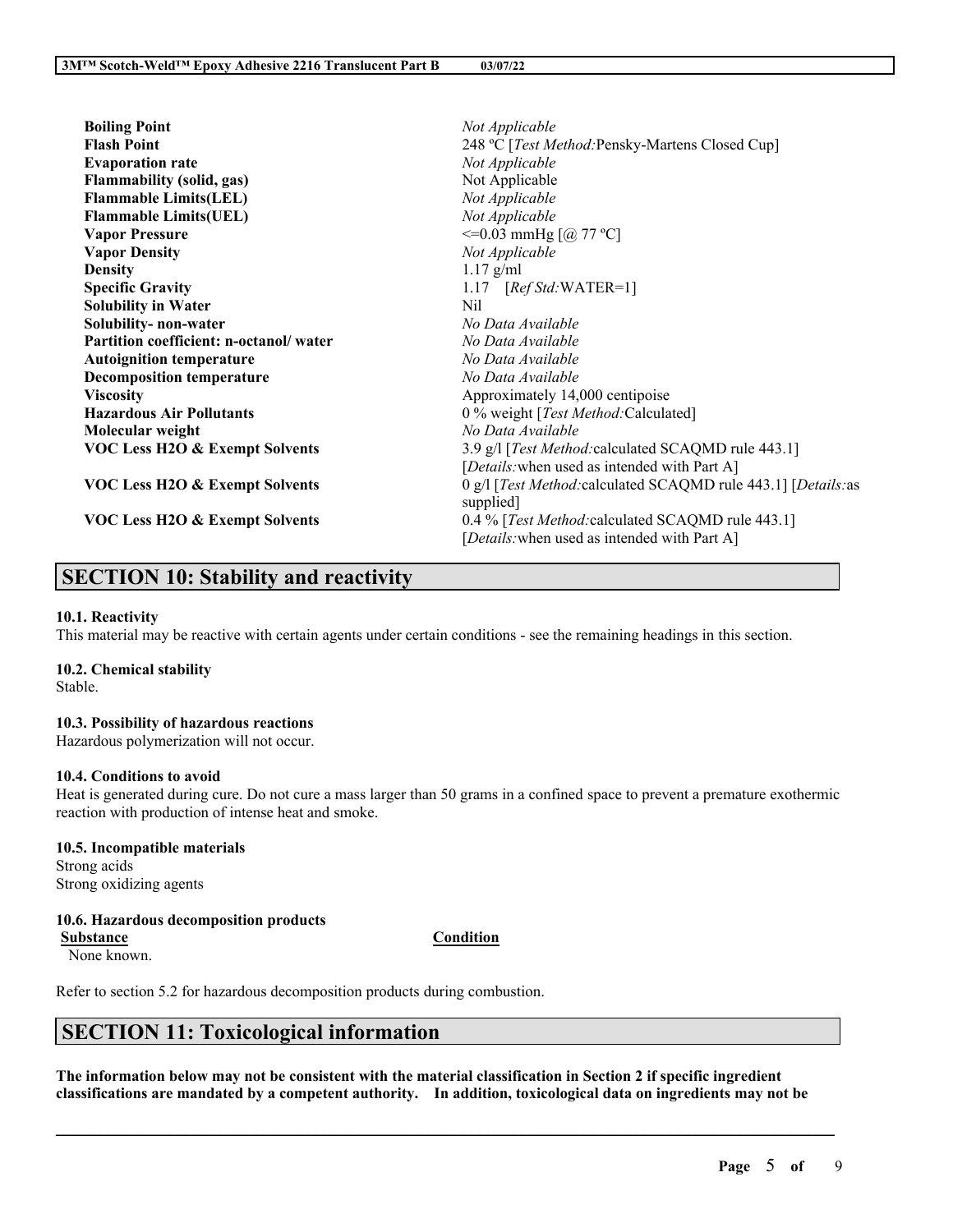| | |
|---|---|
| **Boiling Point** | *Not Applicable* |
| **Flash Point** | 248 ºC [*Test Method:*Pensky-Martens Closed Cup] |
| **Evaporation rate** | *Not Applicable* |
| **Flammability (solid, gas)** | Not Applicable |
| **Flammable Limits(LEL)** | *Not Applicable* |
| **Flammable Limits(UEL)** | *Not Applicable* |
| **Vapor Pressure** | <=0.03 mmHg [@ 77 ºC] |
| **Vapor Density** | *Not Applicable* |
| **Density** | 1.17 g/ml |
| **Specific Gravity** | 1.17 [*Ref Std:*WATER=1] |
| **Solubility in Water** | Nil |
| **Solubility- non-water** | *No Data Available* |
| **Partition coefficient: n-octanol/ water** | *No Data Available* |
| **Autoignition temperature** | *No Data Available* |
| **Decomposition temperature** | *No Data Available* |
| **Viscosity** | Approximately 14,000 centipoise |
| **Hazardous Air Pollutants** | 0 % weight [*Test Method:*Calculated] |
| **Molecular weight** | *No Data Available* |
| **VOC Less H2O & Exempt Solvents** | 3.9 g/l [*Test Method:*calculated SCAQMD rule 443.1] [*Details:*when used as intended with Part A] |
| **VOC Less H2O & Exempt Solvents** | 0 g/l [*Test Method:*calculated SCAQMD rule 443.1] [*Details:*as supplied] |
| **VOC Less H2O & Exempt Solvents** | 0.4 % [*Test Method:*calculated SCAQMD rule 443.1] [*Details:*when used as intended with Part A] |

# SECTION 10: Stability and reactivity

**10.1. Reactivity**
This material may be reactive with certain agents under certain conditions - see the remaining headings in this section.

**10.2. Chemical stability**
Stable.

**10.3. Possibility of hazardous reactions**
Hazardous polymerization will not occur.

**10.4. Conditions to avoid**
Heat is generated during cure. Do not cure a mass larger than 50 grams in a confined space to prevent a premature exothermic reaction with production of intense heat and smoke.

**10.5. Incompatible materials**
Strong acids
Strong oxidizing agents

**10.6. Hazardous decomposition products**

| Substance | Condition |
|---|---|
| None known. | |

Refer to section 5.2 for hazardous decomposition products during combustion.

# SECTION 11: Toxicological information

**The information below may not be consistent with the material classification in Section 2 if specific ingredient classifications are mandated by a competent authority. In addition, toxicological data on ingredients may not be**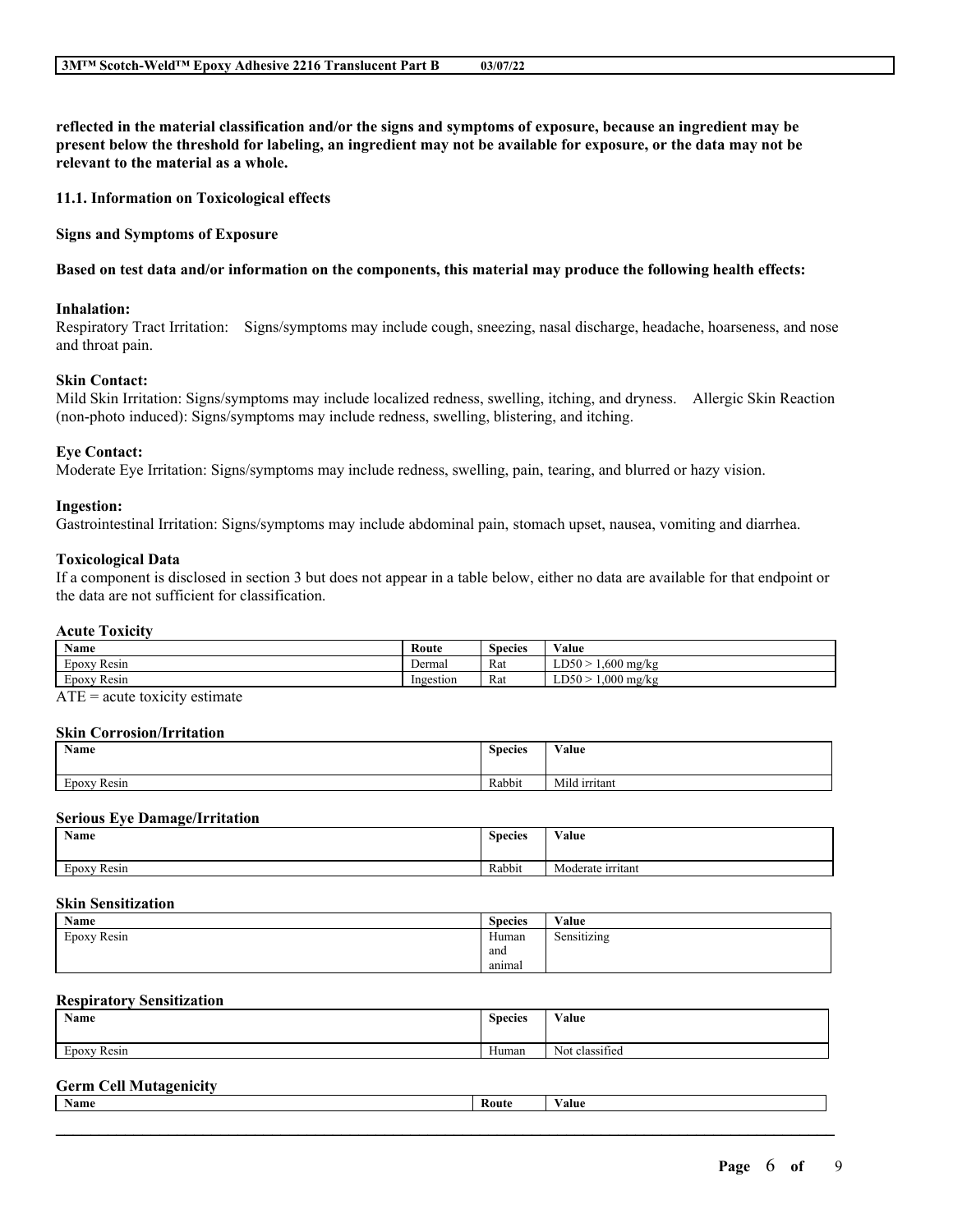**reflected in the material classification and/or the signs and symptoms of exposure, because an ingredient may be present below the threshold for labeling, an ingredient may not be available for exposure, or the data may not be relevant to the material as a whole.**

### 11.1. Information on Toxicological effects

**Signs and Symptoms of Exposure**

**Based on test data and/or information on the components, this material may produce the following health effects:**

**Inhalation:**
Respiratory Tract Irritation: Signs/symptoms may include cough, sneezing, nasal discharge, headache, hoarseness, and nose and throat pain.

**Skin Contact:**
Mild Skin Irritation: Signs/symptoms may include localized redness, swelling, itching, and dryness. Allergic Skin Reaction (non-photo induced): Signs/symptoms may include redness, swelling, blistering, and itching.

**Eye Contact:**
Moderate Eye Irritation: Signs/symptoms may include redness, swelling, pain, tearing, and blurred or hazy vision.

**Ingestion:**
Gastrointestinal Irritation: Signs/symptoms may include abdominal pain, stomach upset, nausea, vomiting and diarrhea.

**Toxicological Data**
If a component is disclosed in section 3 but does not appear in a table below, either no data are available for that endpoint or the data are not sufficient for classification.

**Acute Toxicity**

| Name | Route | Species | Value |
|---|---|---|---|
| Epoxy Resin | Dermal | Rat | LD50 > 1,600 mg/kg |
| Epoxy Resin | Ingestion | Rat | LD50 > 1,000 mg/kg |

ATE = acute toxicity estimate

**Skin Corrosion/Irritation**

| Name | Species | Value |
|---|---|---|
| Epoxy Resin | Rabbit | Mild irritant |

**Serious Eye Damage/Irritation**

| Name | Species | Value |
|---|---|---|
| Epoxy Resin | Rabbit | Moderate irritant |

**Skin Sensitization**

| Name | Species | Value |
|---|---|---|
| Epoxy Resin | Human and animal | Sensitizing |

**Respiratory Sensitization**

| Name | Species | Value |
|---|---|---|
| Epoxy Resin | Human | Not classified |

**Germ Cell Mutagenicity**

| Name | Route | Value |
|---|---|---|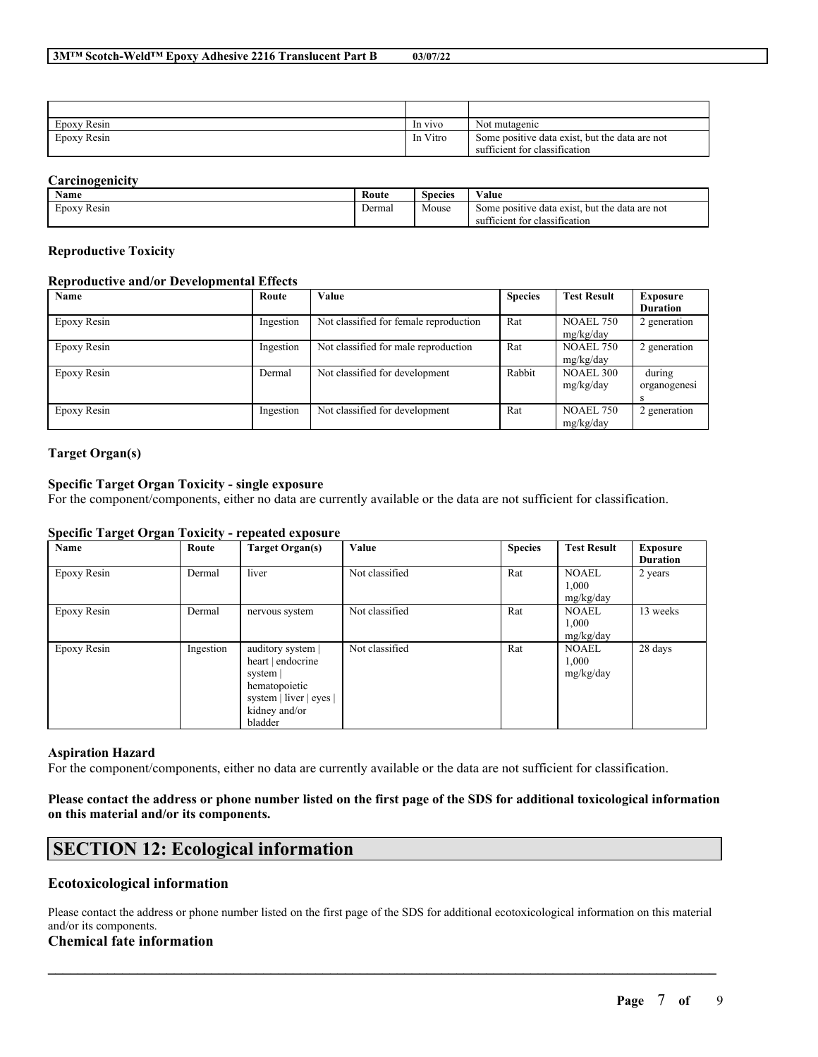| | | |
|---|---|---|
| Epoxy Resin | In vivo | Not mutagenic |
| Epoxy Resin | In Vitro | Some positive data exist, but the data are not sufficient for classification |

**Carcinogenicity**

| Name | Route | Species | Value |
|---|---|---|---|
| Epoxy Resin | Dermal | Mouse | Some positive data exist, but the data are not sufficient for classification |

**Reproductive Toxicity**

**Reproductive and/or Developmental Effects**

| Name | Route | Value | Species | Test Result | Exposure Duration |
|---|---|---|---|---|---|
| Epoxy Resin | Ingestion | Not classified for female reproduction | Rat | NOAEL 750 mg/kg/day | 2 generation |
| Epoxy Resin | Ingestion | Not classified for male reproduction | Rat | NOAEL 750 mg/kg/day | 2 generation |
| Epoxy Resin | Dermal | Not classified for development | Rabbit | NOAEL 300 mg/kg/day | during organogenesis |
| Epoxy Resin | Ingestion | Not classified for development | Rat | NOAEL 750 mg/kg/day | 2 generation |

**Target Organ(s)**

**Specific Target Organ Toxicity - single exposure**

For the component/components, either no data are currently available or the data are not sufficient for classification.

**Specific Target Organ Toxicity - repeated exposure**

| Name | Route | Target Organ(s) | Value | Species | Test Result | Exposure Duration |
|---|---|---|---|---|---|---|
| Epoxy Resin | Dermal | liver | Not classified | Rat | NOAEL 1,000 mg/kg/day | 2 years |
| Epoxy Resin | Dermal | nervous system | Not classified | Rat | NOAEL 1,000 mg/kg/day | 13 weeks |
| Epoxy Resin | Ingestion | auditory system \| heart \| endocrine system \| hematopoietic system \| liver \| eyes \| kidney and/or bladder | Not classified | Rat | NOAEL 1,000 mg/kg/day | 28 days |

**Aspiration Hazard**

For the component/components, either no data are currently available or the data are not sufficient for classification.

**Please contact the address or phone number listed on the first page of the SDS for additional toxicological information on this material and/or its components.**

## SECTION 12: Ecological information

### Ecotoxicological information

Please contact the address or phone number listed on the first page of the SDS for additional ecotoxicological information on this material and/or its components.

### Chemical fate information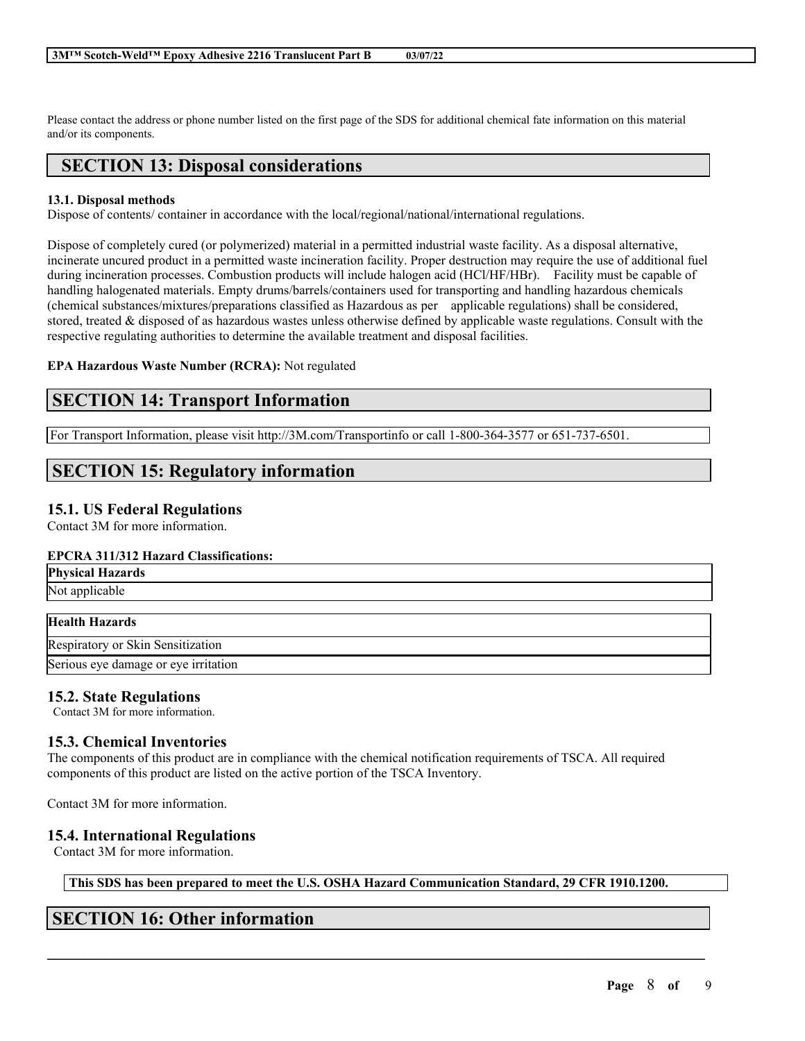Please contact the address or phone number listed on the first page of the SDS for additional chemical fate information on this material and/or its components.

## SECTION 13: Disposal considerations

**13.1. Disposal methods**

Dispose of contents/ container in accordance with the local/regional/national/international regulations.

Dispose of completely cured (or polymerized) material in a permitted industrial waste facility. As a disposal alternative, incinerate uncured product in a permitted waste incineration facility. Proper destruction may require the use of additional fuel during incineration processes. Combustion products will include halogen acid (HCl/HF/HBr). Facility must be capable of handling halogenated materials. Empty drums/barrels/containers used for transporting and handling hazardous chemicals (chemical substances/mixtures/preparations classified as Hazardous as per applicable regulations) shall be considered, stored, treated & disposed of as hazardous wastes unless otherwise defined by applicable waste regulations. Consult with the respective regulating authorities to determine the available treatment and disposal facilities.

**EPA Hazardous Waste Number (RCRA):** Not regulated

## SECTION 14: Transport Information

For Transport Information, please visit http://3M.com/Transportinfo or call 1-800-364-3577 or 651-737-6501.

## SECTION 15: Regulatory information

### 15.1. US Federal Regulations

Contact 3M for more information.

**EPCRA 311/312 Hazard Classifications:**

| Physical Hazards |
| --- |
| Not applicable |

| Health Hazards |
| --- |
| Respiratory or Skin Sensitization |
| Serious eye damage or eye irritation |

### 15.2. State Regulations

Contact 3M for more information.

### 15.3. Chemical Inventories

The components of this product are in compliance with the chemical notification requirements of TSCA. All required components of this product are listed on the active portion of the TSCA Inventory.

Contact 3M for more information.

### 15.4. International Regulations

Contact 3M for more information.

**This SDS has been prepared to meet the U.S. OSHA Hazard Communication Standard, 29 CFR 1910.1200.**

## SECTION 16: Other information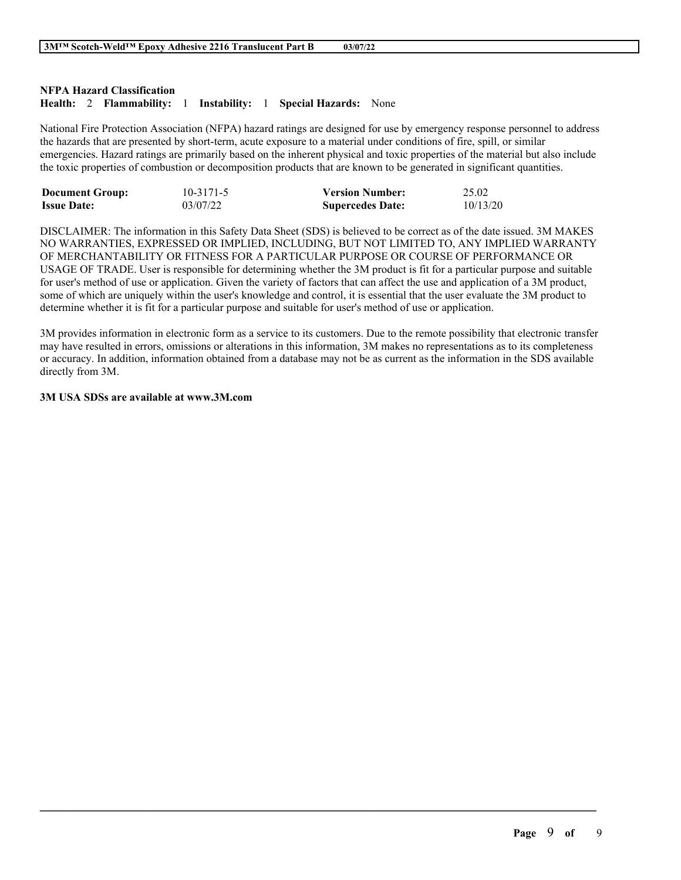**NFPA Hazard Classification**
**Health:** 2 **Flammability:** 1 **Instability:** 1 **Special Hazards:** None

National Fire Protection Association (NFPA) hazard ratings are designed for use by emergency response personnel to address the hazards that are presented by short-term, acute exposure to a material under conditions of fire, spill, or similar emergencies. Hazard ratings are primarily based on the inherent physical and toxic properties of the material but also include the toxic properties of combustion or decomposition products that are known to be generated in significant quantities.

| | | | |
|---|---|---|---|
| **Document Group:** | 10-3171-5 | **Version Number:** | 25.02 |
| **Issue Date:** | 03/07/22 | **Supercedes Date:** | 10/13/20 |

DISCLAIMER: The information in this Safety Data Sheet (SDS) is believed to be correct as of the date issued. 3M MAKES NO WARRANTIES, EXPRESSED OR IMPLIED, INCLUDING, BUT NOT LIMITED TO, ANY IMPLIED WARRANTY OF MERCHANTABILITY OR FITNESS FOR A PARTICULAR PURPOSE OR COURSE OF PERFORMANCE OR USAGE OF TRADE. User is responsible for determining whether the 3M product is fit for a particular purpose and suitable for user's method of use or application. Given the variety of factors that can affect the use and application of a 3M product, some of which are uniquely within the user's knowledge and control, it is essential that the user evaluate the 3M product to determine whether it is fit for a particular purpose and suitable for user's method of use or application.

3M provides information in electronic form as a service to its customers. Due to the remote possibility that electronic transfer may have resulted in errors, omissions or alterations in this information, 3M makes no representations as to its completeness or accuracy. In addition, information obtained from a database may not be as current as the information in the SDS available directly from 3M.

**3M USA SDSs are available at www.3M.com**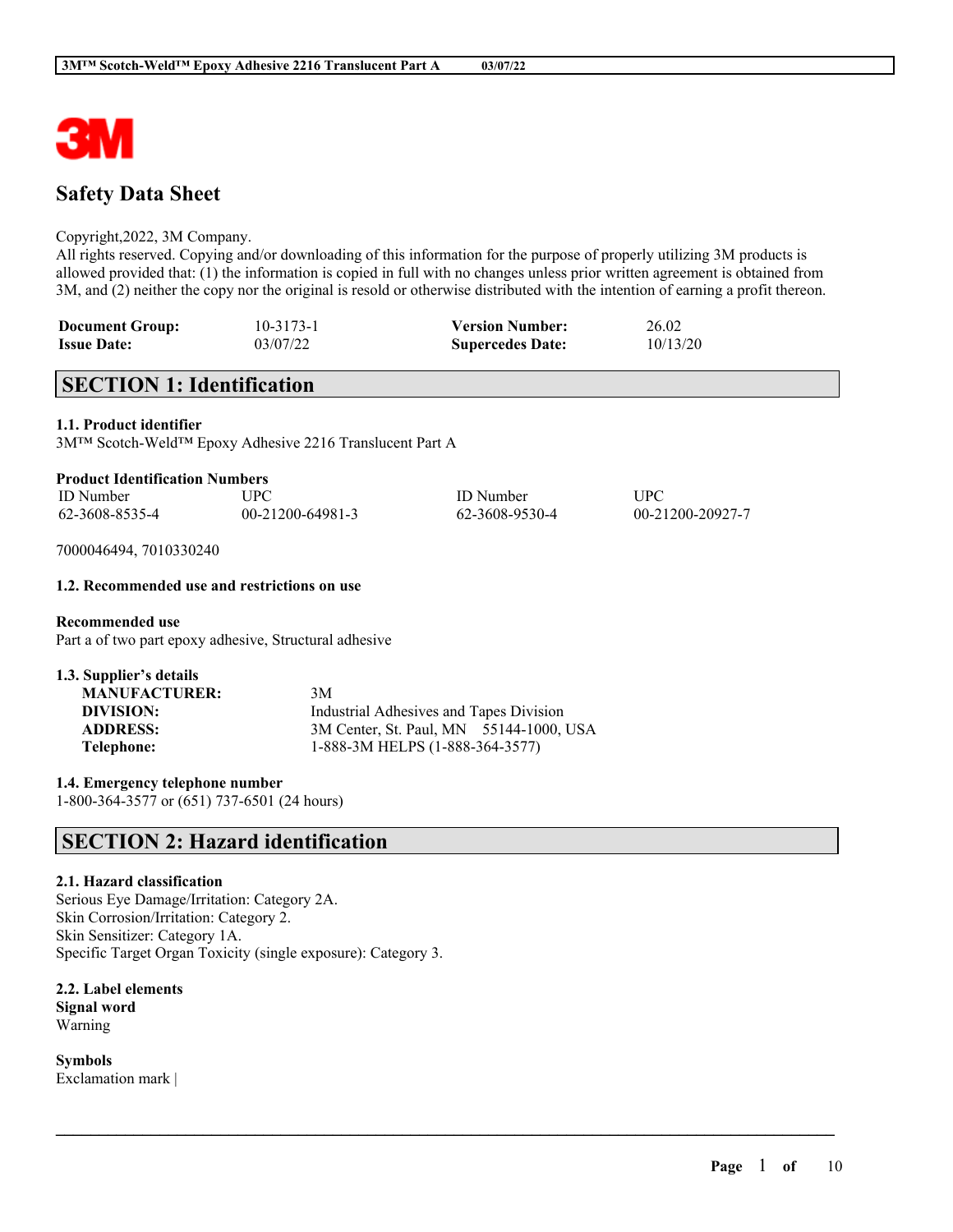# Safety Data Sheet

Copyright,2022, 3M Company.
All rights reserved. Copying and/or downloading of this information for the purpose of properly utilizing 3M products is allowed provided that: (1) the information is copied in full with no changes unless prior written agreement is obtained from 3M, and (2) neither the copy nor the original is resold or otherwise distributed with the intention of earning a profit thereon.

| | | | |
|---|---|---|---|
| **Document Group:** | 10-3173-1 | **Version Number:** | 26.02 |
| **Issue Date:** | 03/07/22 | **Supercedes Date:** | 10/13/20 |

## SECTION 1: Identification

### 1.1. Product identifier

3M™ Scotch-Weld™ Epoxy Adhesive 2216 Translucent Part A

**Product Identification Numbers**

| ID Number | UPC | ID Number | UPC |
|---|---|---|---|
| 62-3608-8535-4 | 00-21200-64981-3 | 62-3608-9530-4 | 00-21200-20927-7 |

7000046494, 7010330240

### 1.2. Recommended use and restrictions on use

**Recommended use**
Part a of two part epoxy adhesive, Structural adhesive

### 1.3. Supplier's details

| | |
|---|---|
| **MANUFACTURER:** | 3M |
| **DIVISION:** | Industrial Adhesives and Tapes Division |
| **ADDRESS:** | 3M Center, St. Paul, MN 55144-1000, USA |
| **Telephone:** | 1-888-3M HELPS (1-888-364-3577) |

### 1.4. Emergency telephone number

1-800-364-3577 or (651) 737-6501 (24 hours)

## SECTION 2: Hazard identification

### 2.1. Hazard classification

Serious Eye Damage/Irritation: Category 2A.
Skin Corrosion/Irritation: Category 2.
Skin Sensitizer: Category 1A.
Specific Target Organ Toxicity (single exposure): Category 3.

### 2.2. Label elements

**Signal word**
Warning

**Symbols**
Exclamation mark |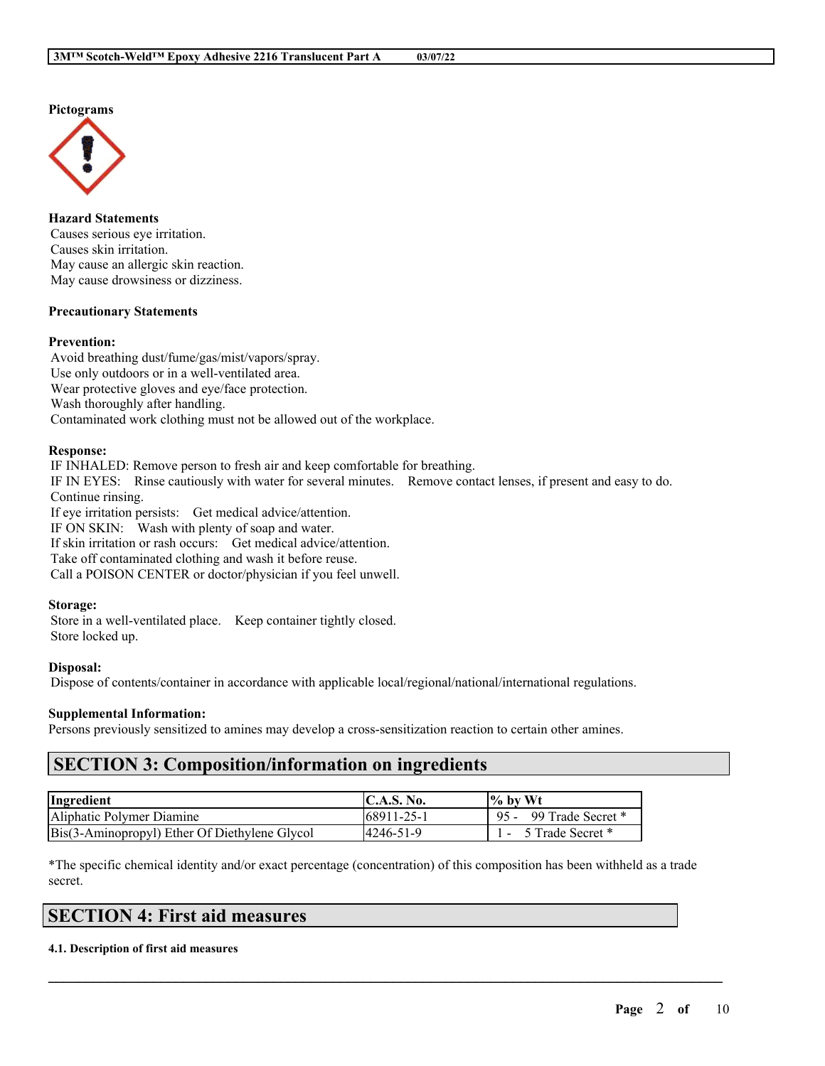**Pictograms**

**Hazard Statements**

Causes serious eye irritation.
Causes skin irritation.
May cause an allergic skin reaction.
May cause drowsiness or dizziness.

**Precautionary Statements**

**Prevention:**

Avoid breathing dust/fume/gas/mist/vapors/spray.
Use only outdoors or in a well-ventilated area.
Wear protective gloves and eye/face protection.
Wash thoroughly after handling.
Contaminated work clothing must not be allowed out of the workplace.

**Response:**

IF INHALED: Remove person to fresh air and keep comfortable for breathing.
IF IN EYES: Rinse cautiously with water for several minutes. Remove contact lenses, if present and easy to do. Continue rinsing.
If eye irritation persists: Get medical advice/attention.
IF ON SKIN: Wash with plenty of soap and water.
If skin irritation or rash occurs: Get medical advice/attention.
Take off contaminated clothing and wash it before reuse.
Call a POISON CENTER or doctor/physician if you feel unwell.

**Storage:**

Store in a well-ventilated place. Keep container tightly closed.
Store locked up.

**Disposal:**

Dispose of contents/container in accordance with applicable local/regional/national/international regulations.

**Supplemental Information:**

Persons previously sensitized to amines may develop a cross-sensitization reaction to certain other amines.

## SECTION 3: Composition/information on ingredients

| Ingredient | C.A.S. No. | % by Wt |
|---|---|---|
| Aliphatic Polymer Diamine | 68911-25-1 | 95 - 99 Trade Secret * |
| Bis(3-Aminopropyl) Ether Of Diethylene Glycol | 4246-51-9 | 1 - 5 Trade Secret * |

*The specific chemical identity and/or exact percentage (concentration) of this composition has been withheld as a trade secret.

## SECTION 4: First aid measures

**4.1. Description of first aid measures**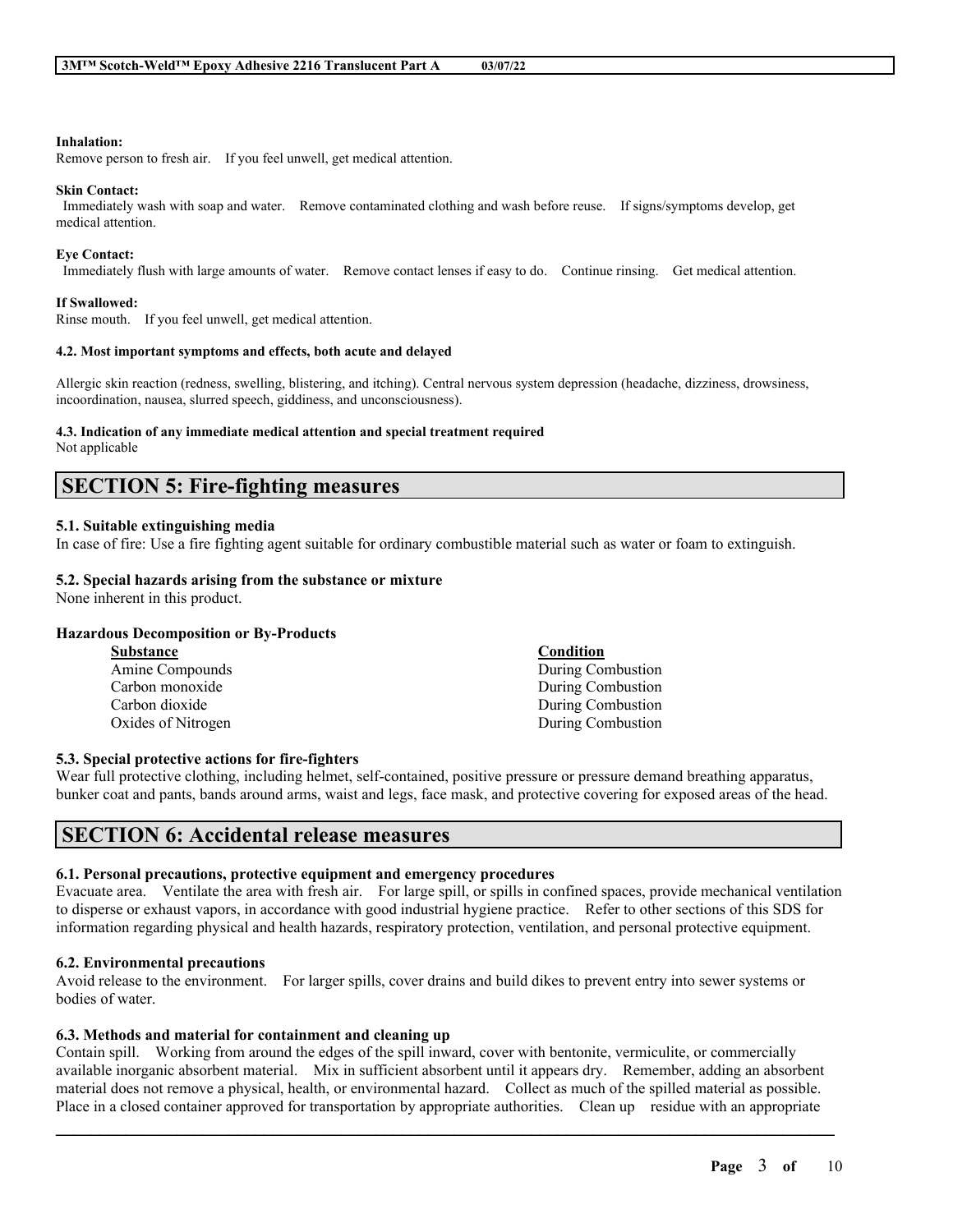**Inhalation:**
Remove person to fresh air. If you feel unwell, get medical attention.

**Skin Contact:**
Immediately wash with soap and water. Remove contaminated clothing and wash before reuse. If signs/symptoms develop, get medical attention.

**Eye Contact:**
Immediately flush with large amounts of water. Remove contact lenses if easy to do. Continue rinsing. Get medical attention.

**If Swallowed:**
Rinse mouth. If you feel unwell, get medical attention.

**4.2. Most important symptoms and effects, both acute and delayed**

Allergic skin reaction (redness, swelling, blistering, and itching). Central nervous system depression (headache, dizziness, drowsiness, incoordination, nausea, slurred speech, giddiness, and unconsciousness).

**4.3. Indication of any immediate medical attention and special treatment required**
Not applicable

## SECTION 5: Fire-fighting measures

**5.1. Suitable extinguishing media**
In case of fire: Use a fire fighting agent suitable for ordinary combustible material such as water or foam to extinguish.

**5.2. Special hazards arising from the substance or mixture**
None inherent in this product.

**Hazardous Decomposition or By-Products**

| Substance | Condition |
|---|---|
| Amine Compounds | During Combustion |
| Carbon monoxide | During Combustion |
| Carbon dioxide | During Combustion |
| Oxides of Nitrogen | During Combustion |

**5.3. Special protective actions for fire-fighters**
Wear full protective clothing, including helmet, self-contained, positive pressure or pressure demand breathing apparatus, bunker coat and pants, bands around arms, waist and legs, face mask, and protective covering for exposed areas of the head.

## SECTION 6: Accidental release measures

**6.1. Personal precautions, protective equipment and emergency procedures**
Evacuate area. Ventilate the area with fresh air. For large spill, or spills in confined spaces, provide mechanical ventilation to disperse or exhaust vapors, in accordance with good industrial hygiene practice. Refer to other sections of this SDS for information regarding physical and health hazards, respiratory protection, ventilation, and personal protective equipment.

**6.2. Environmental precautions**
Avoid release to the environment. For larger spills, cover drains and build dikes to prevent entry into sewer systems or bodies of water.

**6.3. Methods and material for containment and cleaning up**
Contain spill. Working from around the edges of the spill inward, cover with bentonite, vermiculite, or commercially available inorganic absorbent material. Mix in sufficient absorbent until it appears dry. Remember, adding an absorbent material does not remove a physical, health, or environmental hazard. Collect as much of the spilled material as possible. Place in a closed container approved for transportation by appropriate authorities. Clean up residue with an appropriate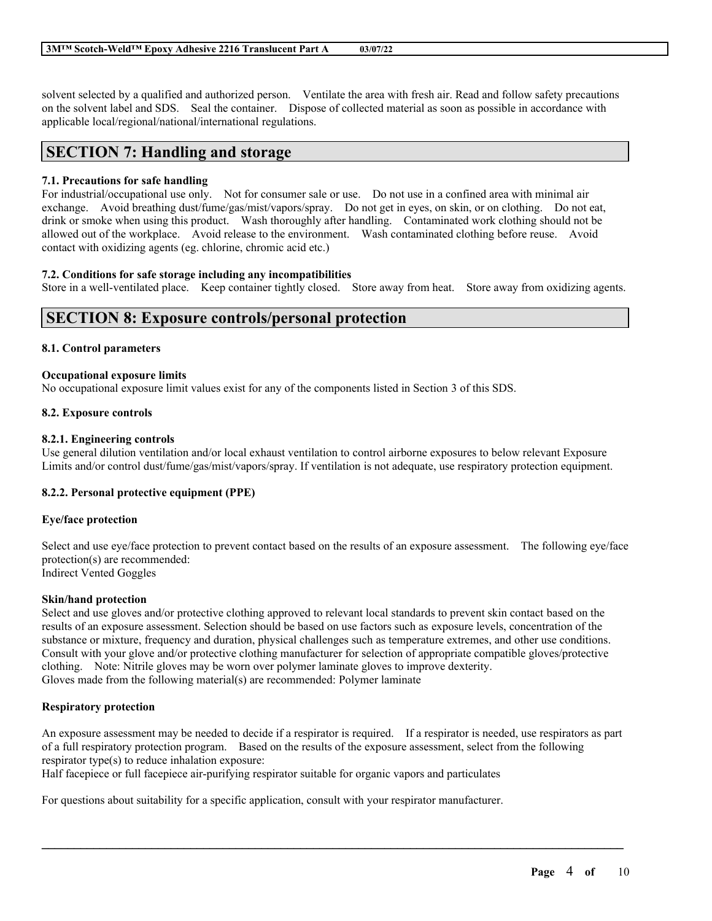solvent selected by a qualified and authorized person. Ventilate the area with fresh air. Read and follow safety precautions on the solvent label and SDS. Seal the container. Dispose of collected material as soon as possible in accordance with applicable local/regional/national/international regulations.

# SECTION 7: Handling and storage

### 7.1. Precautions for safe handling

For industrial/occupational use only. Not for consumer sale or use. Do not use in a confined area with minimal air exchange. Avoid breathing dust/fume/gas/mist/vapors/spray. Do not get in eyes, on skin, or on clothing. Do not eat, drink or smoke when using this product. Wash thoroughly after handling. Contaminated work clothing should not be allowed out of the workplace. Avoid release to the environment. Wash contaminated clothing before reuse. Avoid contact with oxidizing agents (eg. chlorine, chromic acid etc.)

### 7.2. Conditions for safe storage including any incompatibilities

Store in a well-ventilated place. Keep container tightly closed. Store away from heat. Store away from oxidizing agents.

# SECTION 8: Exposure controls/personal protection

### 8.1. Control parameters

**Occupational exposure limits**

No occupational exposure limit values exist for any of the components listed in Section 3 of this SDS.

### 8.2. Exposure controls

#### 8.2.1. Engineering controls

Use general dilution ventilation and/or local exhaust ventilation to control airborne exposures to below relevant Exposure Limits and/or control dust/fume/gas/mist/vapors/spray. If ventilation is not adequate, use respiratory protection equipment.

#### 8.2.2. Personal protective equipment (PPE)

**Eye/face protection**

Select and use eye/face protection to prevent contact based on the results of an exposure assessment. The following eye/face protection(s) are recommended:
Indirect Vented Goggles

**Skin/hand protection**

Select and use gloves and/or protective clothing approved to relevant local standards to prevent skin contact based on the results of an exposure assessment. Selection should be based on use factors such as exposure levels, concentration of the substance or mixture, frequency and duration, physical challenges such as temperature extremes, and other use conditions. Consult with your glove and/or protective clothing manufacturer for selection of appropriate compatible gloves/protective clothing. Note: Nitrile gloves may be worn over polymer laminate gloves to improve dexterity.
Gloves made from the following material(s) are recommended: Polymer laminate

**Respiratory protection**

An exposure assessment may be needed to decide if a respirator is required. If a respirator is needed, use respirators as part of a full respiratory protection program. Based on the results of the exposure assessment, select from the following respirator type(s) to reduce inhalation exposure:
Half facepiece or full facepiece air-purifying respirator suitable for organic vapors and particulates

For questions about suitability for a specific application, consult with your respirator manufacturer.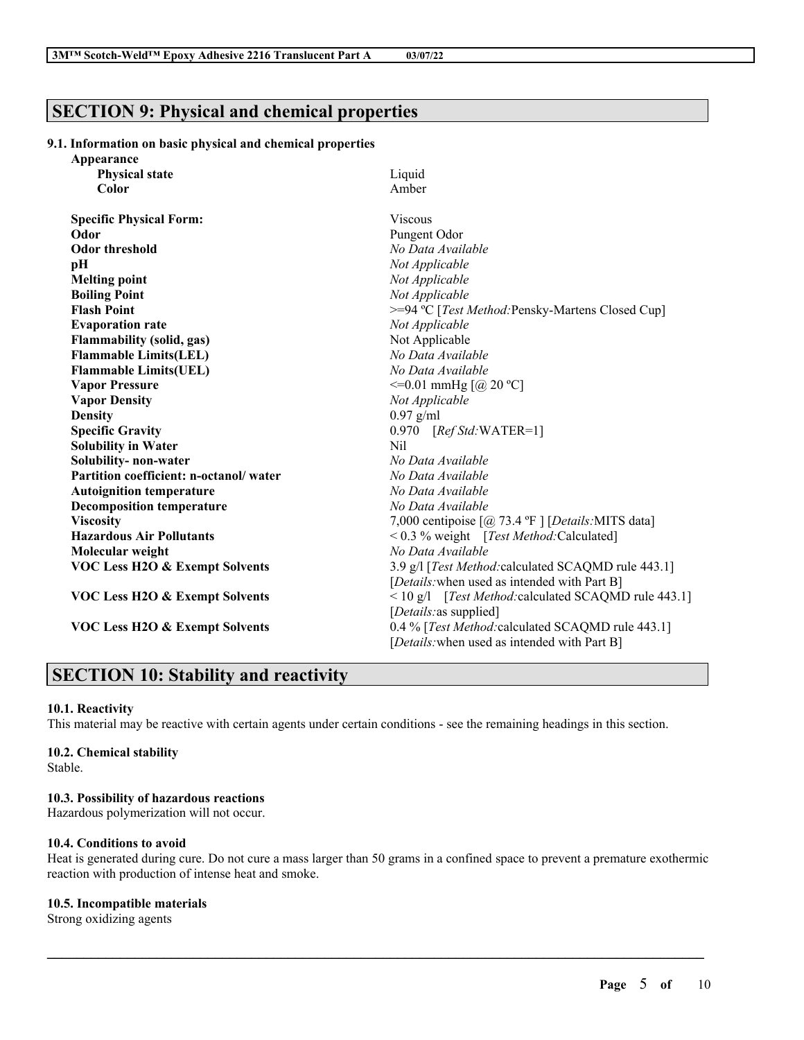## SECTION 9: Physical and chemical properties

### 9.1. Information on basic physical and chemical properties

| Property | Value |
|---|---|
| **Appearance** | |
| **Physical state** | Liquid |
| **Color** | Amber |
| **Specific Physical Form:** | Viscous |
| **Odor** | Pungent Odor |
| **Odor threshold** | *No Data Available* |
| **pH** | *Not Applicable* |
| **Melting point** | *Not Applicable* |
| **Boiling Point** | *Not Applicable* |
| **Flash Point** | >=94 ºC [*Test Method:*Pensky-Martens Closed Cup] |
| **Evaporation rate** | *Not Applicable* |
| **Flammability (solid, gas)** | Not Applicable |
| **Flammable Limits(LEL)** | *No Data Available* |
| **Flammable Limits(UEL)** | *No Data Available* |
| **Vapor Pressure** | <=0.01 mmHg [@ 20 ºC] |
| **Vapor Density** | *Not Applicable* |
| **Density** | 0.97 g/ml |
| **Specific Gravity** | 0.970 [*Ref Std:*WATER=1] |
| **Solubility in Water** | Nil |
| **Solubility- non-water** | *No Data Available* |
| **Partition coefficient: n-octanol/ water** | *No Data Available* |
| **Autoignition temperature** | *No Data Available* |
| **Decomposition temperature** | *No Data Available* |
| **Viscosity** | 7,000 centipoise [@ 73.4 ºF ] [*Details:*MITS data] |
| **Hazardous Air Pollutants** | < 0.3 % weight [*Test Method:*Calculated] |
| **Molecular weight** | *No Data Available* |
| **VOC Less H2O & Exempt Solvents** | 3.9 g/l [*Test Method:*calculated SCAQMD rule 443.1] [*Details:*when used as intended with Part B] |
| **VOC Less H2O & Exempt Solvents** | < 10 g/l [*Test Method:*calculated SCAQMD rule 443.1] [*Details:*as supplied] |
| **VOC Less H2O & Exempt Solvents** | 0.4 % [*Test Method:*calculated SCAQMD rule 443.1] [*Details:*when used as intended with Part B] |

## SECTION 10: Stability and reactivity

### 10.1. Reactivity

This material may be reactive with certain agents under certain conditions - see the remaining headings in this section.

### 10.2. Chemical stability

Stable.

### 10.3. Possibility of hazardous reactions

Hazardous polymerization will not occur.

### 10.4. Conditions to avoid

Heat is generated during cure. Do not cure a mass larger than 50 grams in a confined space to prevent a premature exothermic reaction with production of intense heat and smoke.

### 10.5. Incompatible materials

Strong oxidizing agents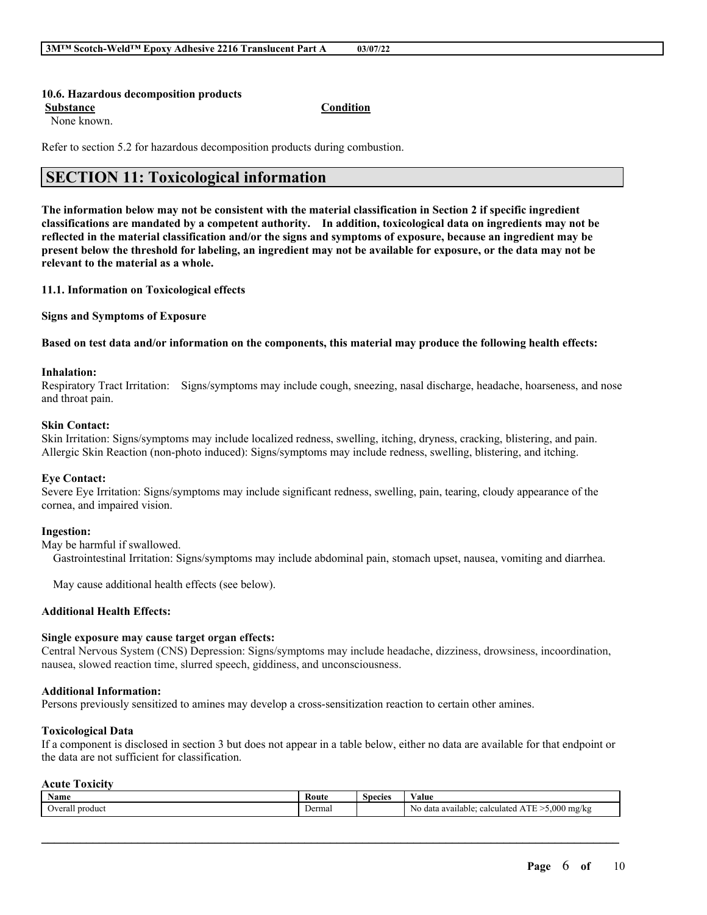#### 10.6. Hazardous decomposition products

| **Substance** | **Condition** |
|---|---|
| None known. | |

Refer to section 5.2 for hazardous decomposition products during combustion.

## SECTION 11: Toxicological information

**The information below may not be consistent with the material classification in Section 2 if specific ingredient classifications are mandated by a competent authority. In addition, toxicological data on ingredients may not be reflected in the material classification and/or the signs and symptoms of exposure, because an ingredient may be present below the threshold for labeling, an ingredient may not be available for exposure, or the data may not be relevant to the material as a whole.**

#### 11.1. Information on Toxicological effects

**Signs and Symptoms of Exposure**

**Based on test data and/or information on the components, this material may produce the following health effects:**

**Inhalation:**
Respiratory Tract Irritation: Signs/symptoms may include cough, sneezing, nasal discharge, headache, hoarseness, and nose and throat pain.

**Skin Contact:**
Skin Irritation: Signs/symptoms may include localized redness, swelling, itching, dryness, cracking, blistering, and pain.
Allergic Skin Reaction (non-photo induced): Signs/symptoms may include redness, swelling, blistering, and itching.

**Eye Contact:**
Severe Eye Irritation: Signs/symptoms may include significant redness, swelling, pain, tearing, cloudy appearance of the cornea, and impaired vision.

**Ingestion:**
May be harmful if swallowed.
Gastrointestinal Irritation: Signs/symptoms may include abdominal pain, stomach upset, nausea, vomiting and diarrhea.

May cause additional health effects (see below).

**Additional Health Effects:**

**Single exposure may cause target organ effects:**
Central Nervous System (CNS) Depression: Signs/symptoms may include headache, dizziness, drowsiness, incoordination, nausea, slowed reaction time, slurred speech, giddiness, and unconsciousness.

**Additional Information:**
Persons previously sensitized to amines may develop a cross-sensitization reaction to certain other amines.

**Toxicological Data**
If a component is disclosed in section 3 but does not appear in a table below, either no data are available for that endpoint or the data are not sufficient for classification.

**Acute Toxicity**

| Name | Route | Species | Value |
|---|---|---|---|
| Overall product | Dermal | | No data available; calculated ATE >5,000 mg/kg |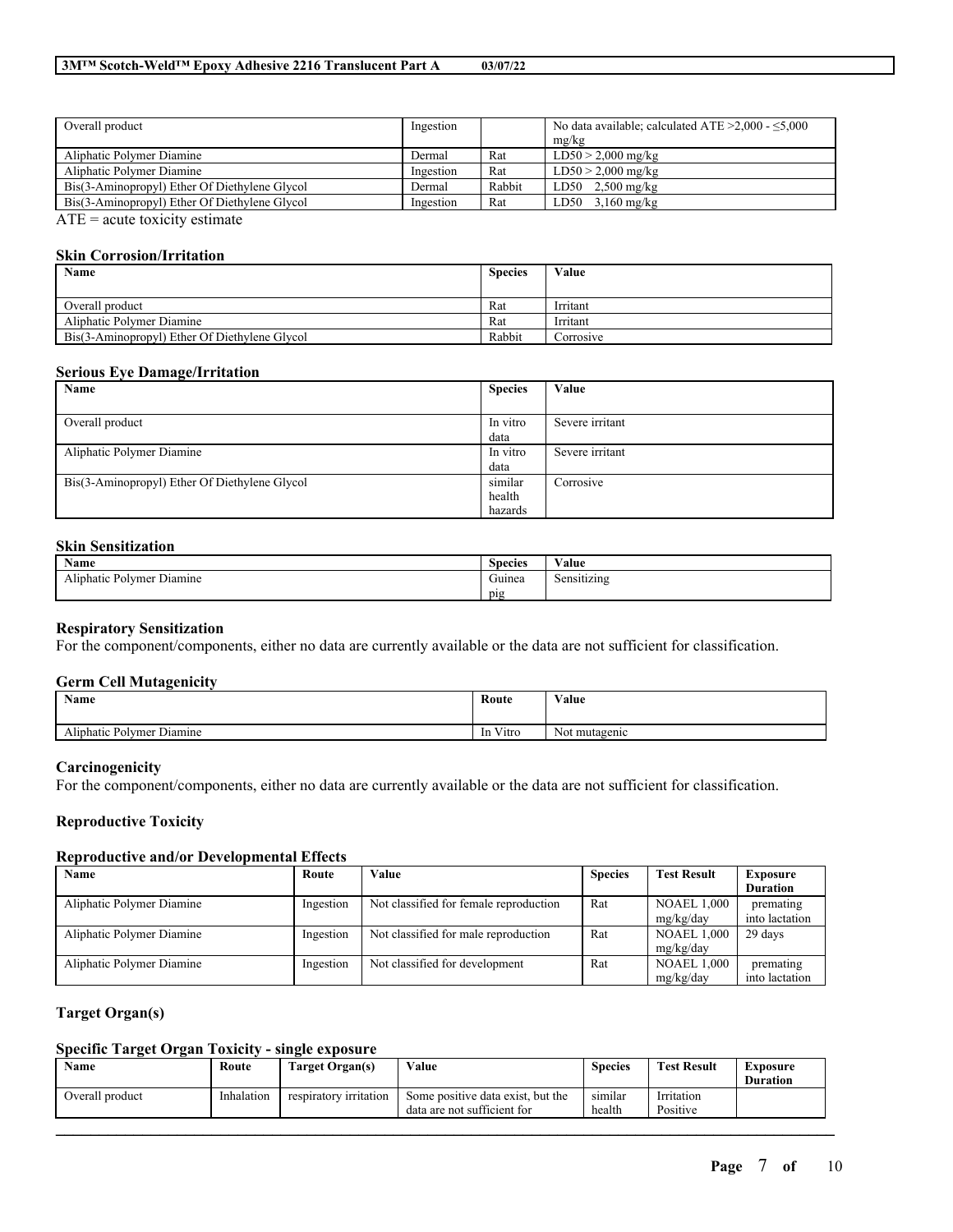| Overall product | Ingestion | | No data available; calculated ATE >2,000 - ≤5,000 mg/kg |
|---|---|---|---|
| Aliphatic Polymer Diamine | Dermal | Rat | LD50 > 2,000 mg/kg |
| Aliphatic Polymer Diamine | Ingestion | Rat | LD50 > 2,000 mg/kg |
| Bis(3-Aminopropyl) Ether Of Diethylene Glycol | Dermal | Rabbit | LD50 2,500 mg/kg |
| Bis(3-Aminopropyl) Ether Of Diethylene Glycol | Ingestion | Rat | LD50 3,160 mg/kg |

ATE = acute toxicity estimate

### Skin Corrosion/Irritation

| Name | Species | Value |
|---|---|---|
| Overall product | Rat | Irritant |
| Aliphatic Polymer Diamine | Rat | Irritant |
| Bis(3-Aminopropyl) Ether Of Diethylene Glycol | Rabbit | Corrosive |

### Serious Eye Damage/Irritation

| Name | Species | Value |
|---|---|---|
| Overall product | In vitro data | Severe irritant |
| Aliphatic Polymer Diamine | In vitro data | Severe irritant |
| Bis(3-Aminopropyl) Ether Of Diethylene Glycol | similar health hazards | Corrosive |

### Skin Sensitization

| Name | Species | Value |
|---|---|---|
| Aliphatic Polymer Diamine | Guinea pig | Sensitizing |

### Respiratory Sensitization

For the component/components, either no data are currently available or the data are not sufficient for classification.

### Germ Cell Mutagenicity

| Name | Route | Value |
|---|---|---|
| Aliphatic Polymer Diamine | In Vitro | Not mutagenic |

### Carcinogenicity

For the component/components, either no data are currently available or the data are not sufficient for classification.

### Reproductive Toxicity

#### Reproductive and/or Developmental Effects

| Name | Route | Value | Species | Test Result | Exposure Duration |
|---|---|---|---|---|---|
| Aliphatic Polymer Diamine | Ingestion | Not classified for female reproduction | Rat | NOAEL 1,000 mg/kg/day | premating into lactation |
| Aliphatic Polymer Diamine | Ingestion | Not classified for male reproduction | Rat | NOAEL 1,000 mg/kg/day | 29 days |
| Aliphatic Polymer Diamine | Ingestion | Not classified for development | Rat | NOAEL 1,000 mg/kg/day | premating into lactation |

### Target Organ(s)

#### Specific Target Organ Toxicity - single exposure

| Name | Route | Target Organ(s) | Value | Species | Test Result | Exposure Duration |
|---|---|---|---|---|---|---|
| Overall product | Inhalation | respiratory irritation | Some positive data exist, but the data are not sufficient for | similar health | Irritation Positive | |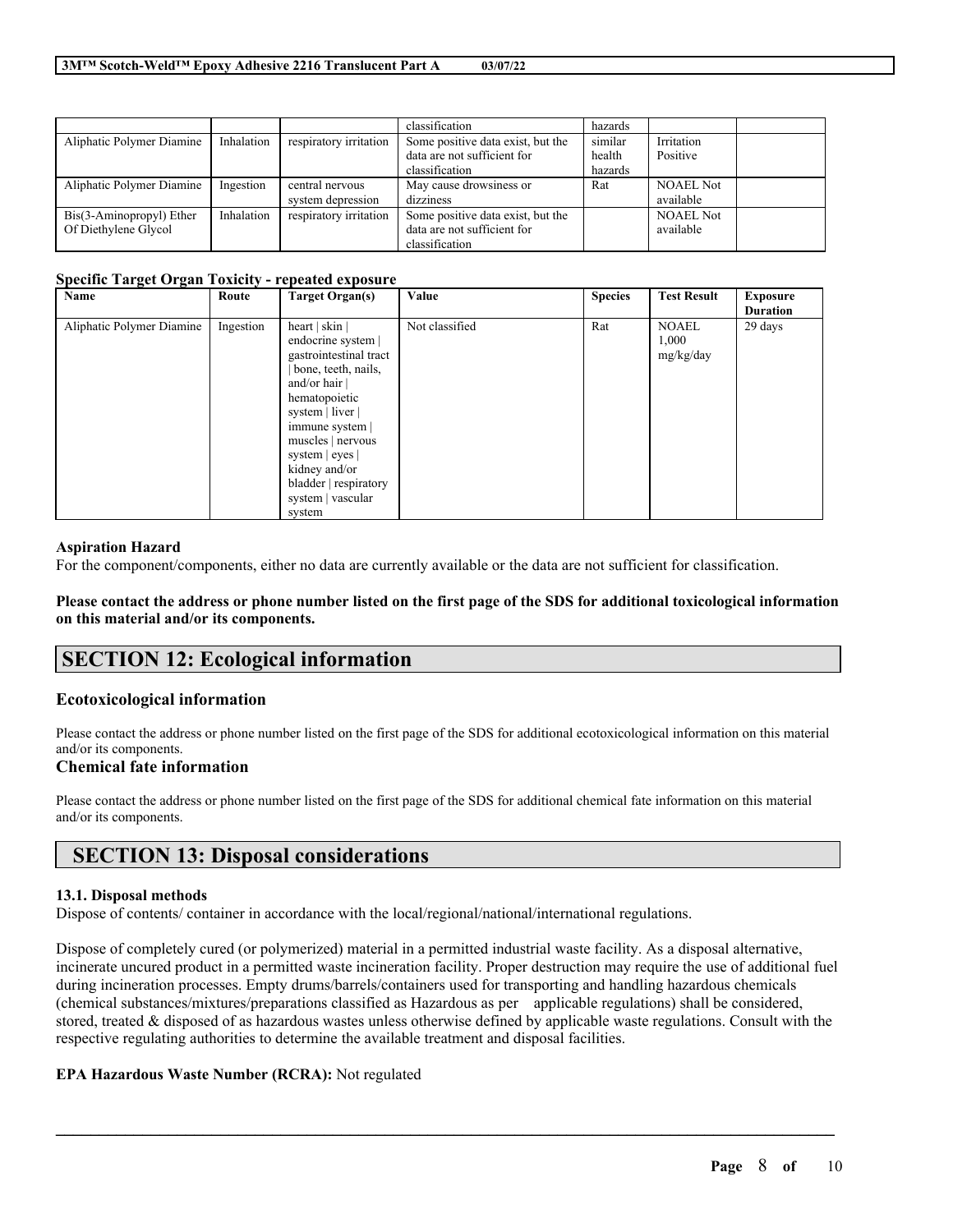| | | | classification | hazards | | |
|---|---|---|---|---|---|---|
| Aliphatic Polymer Diamine | Inhalation | respiratory irritation | Some positive data exist, but the data are not sufficient for classification | similar health hazards | Irritation Positive | |
| Aliphatic Polymer Diamine | Ingestion | central nervous system depression | May cause drowsiness or dizziness | Rat | NOAEL Not available | |
| Bis(3-Aminopropyl) Ether Of Diethylene Glycol | Inhalation | respiratory irritation | Some positive data exist, but the data are not sufficient for classification | | NOAEL Not available | |

**Specific Target Organ Toxicity - repeated exposure**

| Name | Route | Target Organ(s) | Value | Species | Test Result | Exposure Duration |
|---|---|---|---|---|---|---|
| Aliphatic Polymer Diamine | Ingestion | heart \| skin \| endocrine system \| gastrointestinal tract \| bone, teeth, nails, and/or hair \| hematopoietic system \| liver \| immune system \| muscles \| nervous system \| eyes \| kidney and/or bladder \| respiratory system \| vascular system | Not classified | Rat | NOAEL 1,000 mg/kg/day | 29 days |

**Aspiration Hazard**

For the component/components, either no data are currently available or the data are not sufficient for classification.

**Please contact the address or phone number listed on the first page of the SDS for additional toxicological information on this material and/or its components.**

# SECTION 12: Ecological information

## Ecotoxicological information

Please contact the address or phone number listed on the first page of the SDS for additional ecotoxicological information on this material and/or its components.

## Chemical fate information

Please contact the address or phone number listed on the first page of the SDS for additional chemical fate information on this material and/or its components.

# SECTION 13: Disposal considerations

**13.1. Disposal methods**

Dispose of contents/ container in accordance with the local/regional/national/international regulations.

Dispose of completely cured (or polymerized) material in a permitted industrial waste facility. As a disposal alternative, incinerate uncured product in a permitted waste incineration facility. Proper destruction may require the use of additional fuel during incineration processes. Empty drums/barrels/containers used for transporting and handling hazardous chemicals (chemical substances/mixtures/preparations classified as Hazardous as per applicable regulations) shall be considered, stored, treated & disposed of as hazardous wastes unless otherwise defined by applicable waste regulations. Consult with the respective regulating authorities to determine the available treatment and disposal facilities.

**EPA Hazardous Waste Number (RCRA):** Not regulated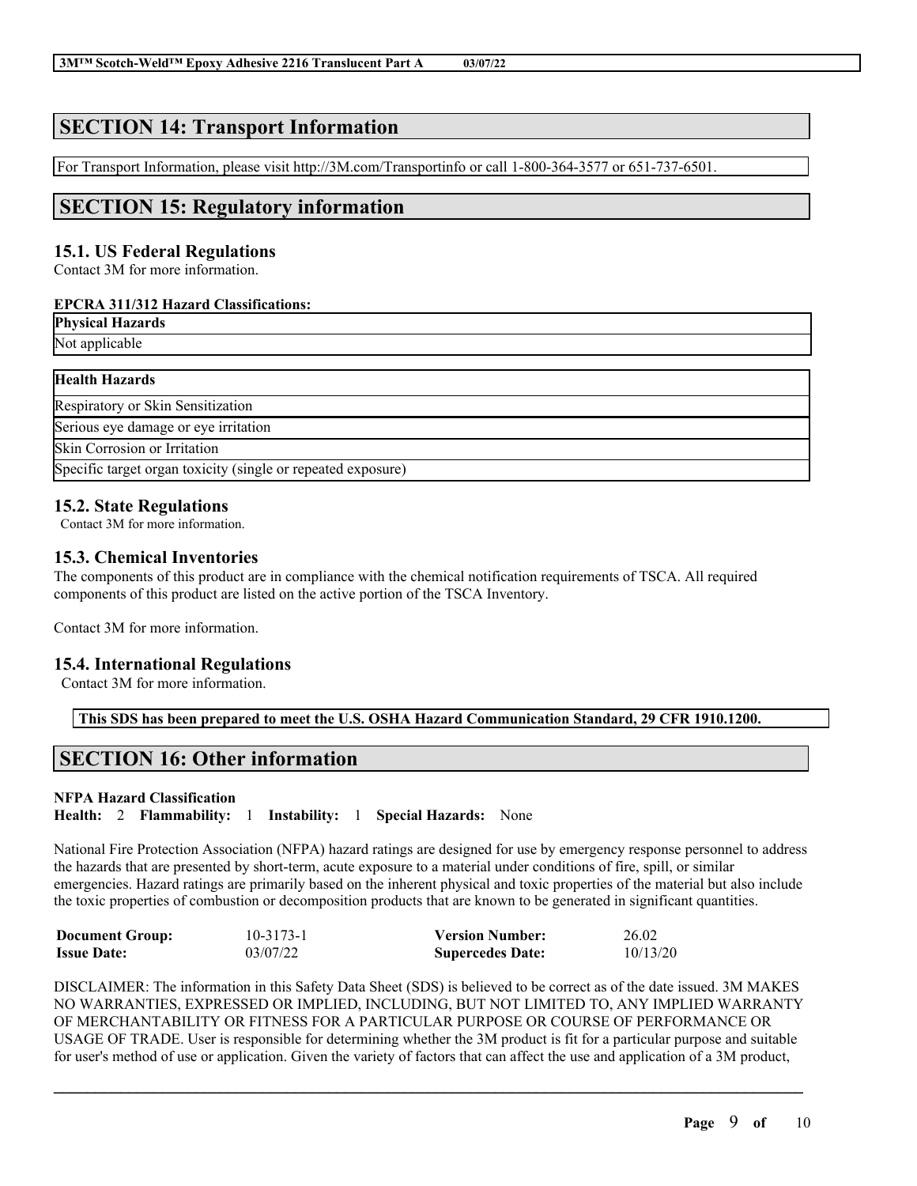## SECTION 14: Transport Information

For Transport Information, please visit http://3M.com/Transportinfo or call 1-800-364-3577 or 651-737-6501.

## SECTION 15: Regulatory information

### 15.1. US Federal Regulations

Contact 3M for more information.

**EPCRA 311/312 Hazard Classifications:**

| **Physical Hazards** |
| --- |
| Not applicable |

| **Health Hazards** |
| --- |
| Respiratory or Skin Sensitization |
| Serious eye damage or eye irritation |
| Skin Corrosion or Irritation |
| Specific target organ toxicity (single or repeated exposure) |

### 15.2. State Regulations

Contact 3M for more information.

### 15.3. Chemical Inventories

The components of this product are in compliance with the chemical notification requirements of TSCA. All required components of this product are listed on the active portion of the TSCA Inventory.

Contact 3M for more information.

### 15.4. International Regulations

Contact 3M for more information.

**This SDS has been prepared to meet the U.S. OSHA Hazard Communication Standard, 29 CFR 1910.1200.**

## SECTION 16: Other information

**NFPA Hazard Classification**
**Health:** 2 **Flammability:** 1 **Instability:** 1 **Special Hazards:** None

National Fire Protection Association (NFPA) hazard ratings are designed for use by emergency response personnel to address the hazards that are presented by short-term, acute exposure to a material under conditions of fire, spill, or similar emergencies. Hazard ratings are primarily based on the inherent physical and toxic properties of the material but also include the toxic properties of combustion or decomposition products that are known to be generated in significant quantities.

| | | | |
| --- | --- | --- | --- |
| **Document Group:** | 10-3173-1 | **Version Number:** | 26.02 |
| **Issue Date:** | 03/07/22 | **Supercedes Date:** | 10/13/20 |

DISCLAIMER: The information in this Safety Data Sheet (SDS) is believed to be correct as of the date issued. 3M MAKES NO WARRANTIES, EXPRESSED OR IMPLIED, INCLUDING, BUT NOT LIMITED TO, ANY IMPLIED WARRANTY OF MERCHANTABILITY OR FITNESS FOR A PARTICULAR PURPOSE OR COURSE OF PERFORMANCE OR USAGE OF TRADE. User is responsible for determining whether the 3M product is fit for a particular purpose and suitable for user's method of use or application. Given the variety of factors that can affect the use and application of a 3M product,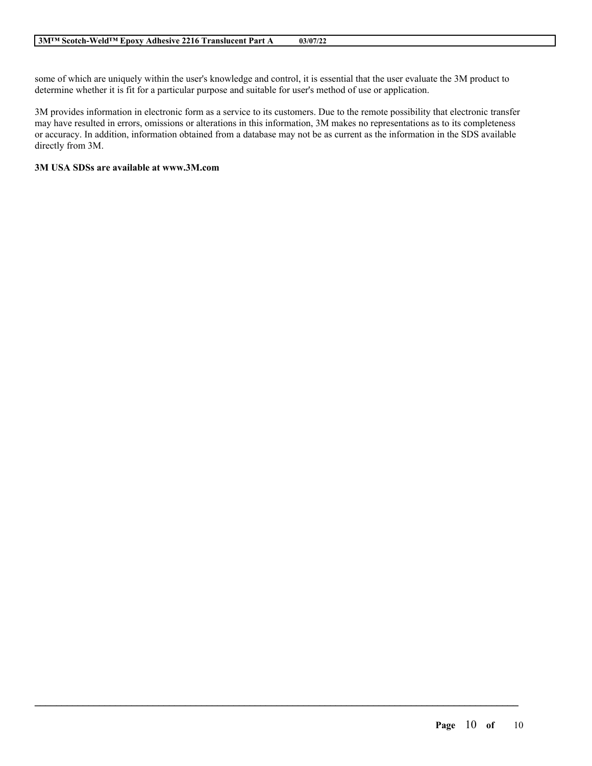some of which are uniquely within the user's knowledge and control, it is essential that the user evaluate the 3M product to determine whether it is fit for a particular purpose and suitable for user's method of use or application.

3M provides information in electronic form as a service to its customers. Due to the remote possibility that electronic transfer may have resulted in errors, omissions or alterations in this information, 3M makes no representations as to its completeness or accuracy. In addition, information obtained from a database may not be as current as the information in the SDS available directly from 3M.

**3M USA SDSs are available at www.3M.com**